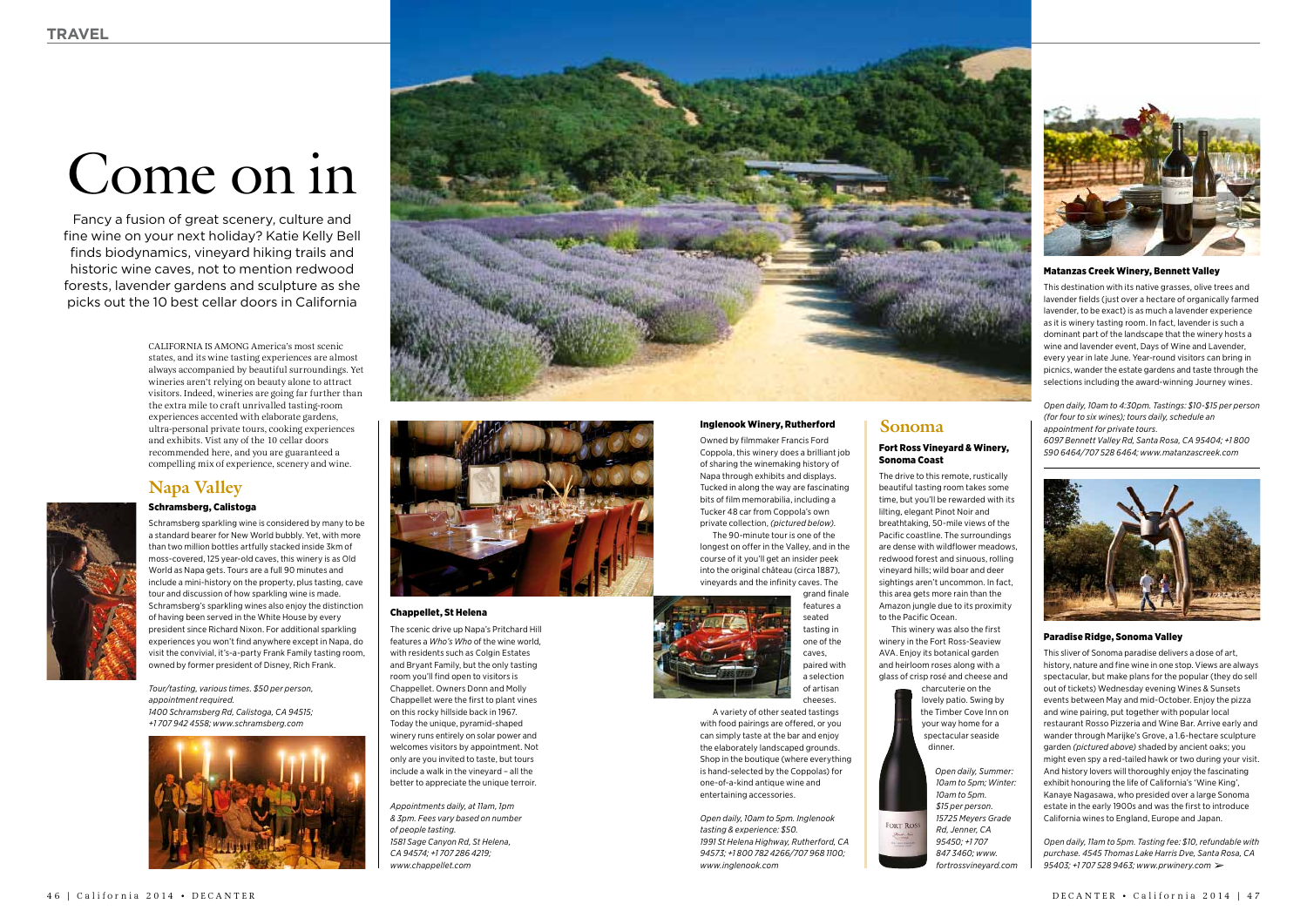# Come on in

Fancy a fusion of great scenery, culture and fine wine on your next holiday? Katie Kelly Bell finds biodynamics, vineyard hiking trails and historic wine caves, not to mention redwood forests, lavender gardens and sculpture as she picks out the 10 best cellar doors in California

CALIFORNIA IS AMONG America's most scenic states, and its wine tasting experiences are almost always accompanied by beautiful surroundings. Yet wineries aren't relying on beauty alone to attract visitors. Indeed, wineries are going far further than the extra mile to craft unrivalled tasting-room experiences accented with elaborate gardens, ultra-personal private tours, cooking experiences and exhibits. Vist any of the 10 cellar doors recommended here, and you are guaranteed a compelling mix of experience, scenery and wine.

## Napa Valley

### Schramsberg, Calistoga

Schramsberg sparkling wine is considered by many to be a standard bearer for New World bubbly. Yet, with more than two million bottles artfully stacked inside 3km of moss-covered, 125 year-old caves, this winery is as Old World as Napa gets. Tours are a full 90 minutes and include a mini-history on the property, plus tasting, cave tour and discussion of how sparkling wine is made. Schramsberg's sparkling wines also enjoy the distinction of having been served in the White House by every president since Richard Nixon. For additional sparkling experiences you won't find anywhere except in Napa, do visit the convivial, it's-a-party Frank Family tasting room, owned by former president of Disney, Rich Frank.

*Tour/tasting, various times. $50 per person, appointment required.*
*1400 Schramsberg Rd, Calistoga, CA 94515; +1 707 942 4558; www.schramsberg.com*

### Chappellet, St Helena

The scenic drive up Napa's Pritchard Hill features a *Who's Who* of the wine world, with residents such as Colgin Estates and Bryant Family, but the only tasting room you'll find open to visitors is Chappellet. Owners Donn and Molly Chappellet were the first to plant vines on this rocky hillside back in 1967. Today the unique, pyramid-shaped winery runs entirely on solar power and welcomes visitors by appointment. Not only are you invited to taste, but tours include a walk in the vineyard – all the better to appreciate the unique terroir.

*Appointments daily, at 11am, 1pm & 3pm. Fees vary based on number of people tasting.*
*1581 Sage Canyon Rd, St Helena, CA 94574; +1 707 286 4219; www.chappellet.com*

### Inglenook Winery, Rutherford

Owned by filmmaker Francis Ford Coppola, this winery does a brilliant job of sharing the winemaking history of Napa through exhibits and displays. Tucked in along the way are fascinating bits of film memorabilia, including a Tucker 48 car from Coppola's own private collection, *(pictured below)*.

The 90-minute tour is one of the longest on offer in the Valley, and in the course of it you'll get an insider peek into the original château (circa 1887), vineyards and the infinity caves. The grand finale features a seated tasting in one of the caves, paired with a selection of artisan cheeses.

A variety of other seated tastings with food pairings are offered, or you can simply taste at the bar and enjoy the elaborately landscaped grounds. Shop in the boutique (where everything is hand-selected by the Coppolas) for one-of-a-kind antique wine and entertaining accessories.

*Open daily, 10am to 5pm. Inglenook tasting & experience: $50.*
*1991 St Helena Highway, Rutherford, CA 94573; +1 800 782 4266/707 968 1100; www.inglenook.com*

## Sonoma

### Fort Ross Vineyard & Winery, Sonoma Coast

The drive to this remote, rustically beautiful tasting room takes some time, but you'll be rewarded with its lilting, elegant Pinot Noir and breathtaking, 50-mile views of the Pacific coastline. The surroundings are dense with wildflower meadows, redwood forest and sinuous, rolling vineyard hills; wild boar and deer sightings aren't uncommon. In fact, this area gets more rain than the Amazon jungle due to its proximity to the Pacific Ocean.

This winery was also the first winery in the Fort Ross-Seaview AVA. Enjoy its botanical garden and heirloom roses along with a glass of crisp rosé and cheese and charcuterie on the lovely patio. Swing by the Timber Cove Inn on your way home for a spectacular seaside dinner.

*Open daily, Summer: 10am to 5pm; Winter: 10am to 5pm. $15 per person.*
*15725 Meyers Grade Rd, Jenner, CA 95450; +1 707 847 3460; www.fortrossvineyard.com*

### Matanzas Creek Winery, Bennett Valley

This destination with its native grasses, olive trees and lavender fields (just over a hectare of organically farmed lavender, to be exact) is as much a lavender experience as it is winery tasting room. In fact, lavender is such a dominant part of the landscape that the winery hosts a wine and lavender event, Days of Wine and Lavender, every year in late June. Year-round visitors can bring in picnics, wander the estate gardens and taste through the selections including the award-winning Journey wines.

*Open daily, 10am to 4:30pm. Tastings: $10-$15 per person (for four to six wines); tours daily, schedule an appointment for private tours.*
*6097 Bennett Valley Rd, Santa Rosa, CA 95404; +1 800 590 6464/707 528 6464; www.matanzascreek.com*

### Paradise Ridge, Sonoma Valley

This sliver of Sonoma paradise delivers a dose of art, history, nature and fine wine in one stop. Views are always spectacular, but make plans for the popular (they do sell out of tickets) Wednesday evening Wines & Sunsets events between May and mid-October. Enjoy the pizza and wine pairing, put together with popular local restaurant Rosso Pizzeria and Wine Bar. Arrive early and wander through Marijke's Grove, a 1.6-hectare sculpture garden *(pictured above)* shaded by ancient oaks; you might even spy a red-tailed hawk or two during your visit. And history lovers will thoroughly enjoy the fascinating exhibit honouring the life of California's 'Wine King', Kanaye Nagasawa, who presided over a large Sonoma estate in the early 1900s and was the first to introduce California wines to England, Europe and Japan.

*Open daily, 11am to 5pm. Tasting fee: $10, refundable with purchase. 4545 Thomas Lake Harris Dve, Santa Rosa, CA 95403; +1 707 528 9463; www.prwinery.com*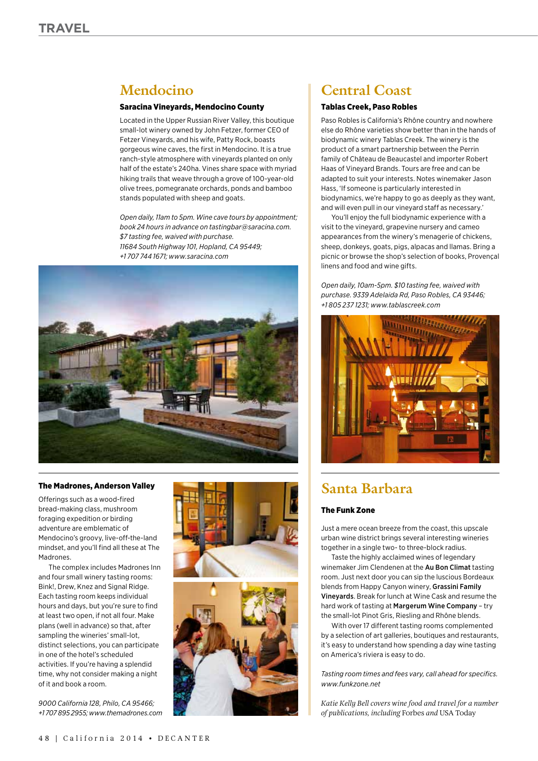## Mendocino

### Saracina Vineyards, Mendocino County

Located in the Upper Russian River Valley, this boutique small-lot winery owned by John Fetzer, former CEO of Fetzer Vineyards, and his wife, Patty Rock, boasts gorgeous wine caves, the first in Mendocino. It is a true ranch-style atmosphere with vineyards planted on only half of the estate's 240ha. Vines share space with myriad hiking trails that weave through a grove of 100-year-old olive trees, pomegranate orchards, ponds and bamboo stands populated with sheep and goats.

*Open daily, 11am to 5pm. Wine cave tours by appointment; book 24 hours in advance on tastingbar@saracina.com. $7 tasting fee, waived with purchase. 11684 South Highway 101, Hopland, CA 95449; +1 707 744 1671; www.saracina.com*

### The Madrones, Anderson Valley

Offerings such as a wood-fired bread-making class, mushroom foraging expedition or birding adventure are emblematic of Mendocino's groovy, live-off-the-land mindset, and you'll find all these at The Madrones.

The complex includes Madrones Inn and four small winery tasting rooms: Bink!, Drew, Knez and Signal Ridge. Each tasting room keeps individual hours and days, but you're sure to find at least two open, if not all four. Make plans (well in advance) so that, after sampling the wineries' small-lot, distinct selections, you can participate in one of the hotel's scheduled activities. If you're having a splendid time, why not consider making a night of it and book a room.

*9000 California 128, Philo, CA 95466; +1 707 895 2955; www.themadrones.com*

## Central Coast

### Tablas Creek, Paso Robles

Paso Robles is California's Rhône country and nowhere else do Rhône varieties show better than in the hands of biodynamic winery Tablas Creek. The winery is the product of a smart partnership between the Perrin family of Château de Beaucastel and importer Robert Haas of Vineyard Brands. Tours are free and can be adapted to suit your interests. Notes winemaker Jason Hass, 'If someone is particularly interested in biodynamics, we're happy to go as deeply as they want, and will even pull in our vineyard staff as necessary.'

You'll enjoy the full biodynamic experience with a visit to the vineyard, grapevine nursery and cameo appearances from the winery's menagerie of chickens, sheep, donkeys, goats, pigs, alpacas and llamas. Bring a picnic or browse the shop's selection of books, Provençal linens and food and wine gifts.

*Open daily, 10am-5pm. $10 tasting fee, waived with purchase. 9339 Adelaida Rd, Paso Robles, CA 93446; +1 805 237 1231; www.tablascreek.com*

## Santa Barbara

### The Funk Zone

Just a mere ocean breeze from the coast, this upscale urban wine district brings several interesting wineries together in a single two- to three-block radius.

Taste the highly acclaimed wines of legendary winemaker Jim Clendenen at the **Au Bon Climat** tasting room. Just next door you can sip the luscious Bordeaux blends from Happy Canyon winery, **Grassini Family Vineyards**. Break for lunch at Wine Cask and resume the hard work of tasting at **Margerum Wine Company** – try the small-lot Pinot Gris, Riesling and Rhône blends.

With over 17 different tasting rooms complemented by a selection of art galleries, boutiques and restaurants, it's easy to understand how spending a day wine tasting on America's riviera is easy to do.

*Tasting room times and fees vary, call ahead for specifics. www.funkzone.net*

*Katie Kelly Bell covers wine food and travel for a number of publications, including* Forbes *and* USA Today